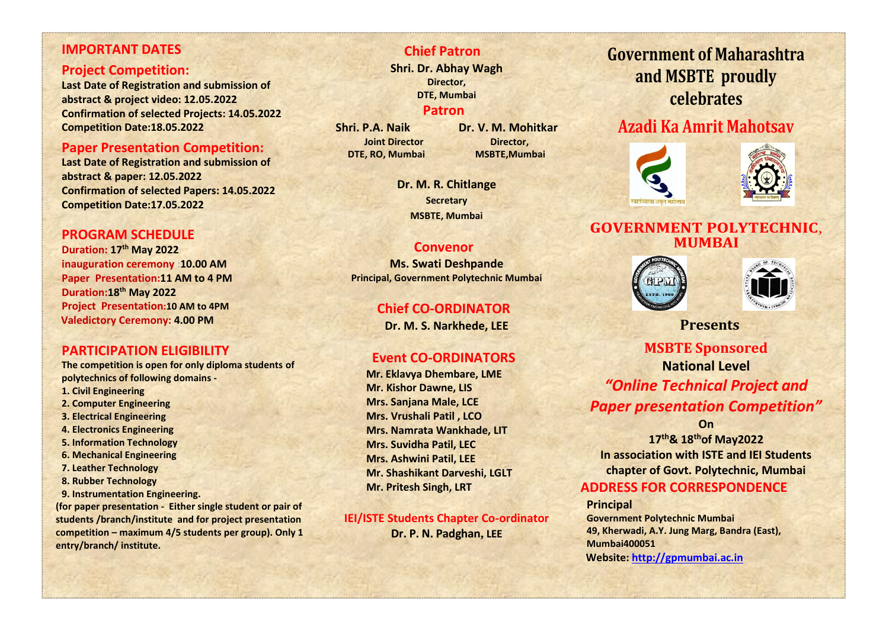## IMPORTANT DATES

### Project Competition:

**Last Date of Registration and submission of abstract & project video: 12.05.2022**
**Confirmation of selected Projects: 14.05.2022**
**Competition Date:18.05.2022**

### Paper Presentation Competition:

**Last Date of Registration and submission of abstract & paper: 12.05.2022**
**Confirmation of selected Papers: 14.05.2022**
**Competition Date:17.05.2022**

## PROGRAM SCHEDULE

**Duration: 17th May 2022**
**inauguration ceremony :10.00 AM**
**Paper Presentation:11 AM to 4 PM**
**Duration:18th May 2022**
**Project Presentation:10 AM to 4PM**
**Valedictory Ceremony: 4.00 PM**

## PARTICIPATION ELIGIBILITY

**The competition is open for only diploma students of polytechnics of following domains -**

1. Civil Engineering
2. Computer Engineering
3. Electrical Engineering
4. Electronics Engineering
5. Information Technology
6. Mechanical Engineering
7. Leather Technology
8. Rubber Technology
9. Instrumentation Engineering.

**(for paper presentation - Either single student or pair of students /branch/institute and for project presentation competition – maximum 4/5 students per group). Only 1 entry/branch/ institute.**

## Chief Patron

**Shri. Dr. Abhay Wagh**
**Director,**
**DTE, Mumbai**

## Patron

**Shri. P.A. Naik**
**Joint Director**
**DTE, RO, Mumbai**

**Dr. V. M. Mohitkar**
**Director,**
**MSBTE,Mumbai**

**Dr. M. R. Chitlange**
**Secretary**
**MSBTE, Mumbai**

## Convenor

**Ms. Swati Deshpande**
**Principal, Government Polytechnic Mumbai**

## Chief CO-ORDINATOR

**Dr. M. S. Narkhede, LEE**

## Event CO-ORDINATORS

**Mr. Eklavya Dhembare, LME**
**Mr. Kishor Dawne, LIS**
**Mrs. Sanjana Male, LCE**
**Mrs. Vrushali Patil , LCO**
**Mrs. Namrata Wankhade, LIT**
**Mrs. Suvidha Patil, LEC**
**Mrs. Ashwini Patil, LEE**
**Mr. Shashikant Darveshi, LGLT**
**Mr. Pritesh Singh, LRT**

## IEI/ISTE Students Chapter Co-ordinator

**Dr. P. N. Padghan, LEE**

# Government of Maharashtra and MSBTE proudly celebrates

# Azadi Ka Amrit Mahotsav

## GOVERNMENT POLYTECHNIC, MUMBAI

**Presents**

**MSBTE Sponsored**
**National Level**

***"Online Technical Project and Paper presentation Competition"***

**On**
**17th& 18thof May2022**
**In association with ISTE and IEI Students chapter of Govt. Polytechnic, Mumbai**

## ADDRESS FOR CORRESPONDENCE

**Principal**
**Government Polytechnic Mumbai**
**49, Kherwadi, A.Y. Jung Marg, Bandra (East), Mumbai400051**
**Website: http://gpmumbai.ac.in**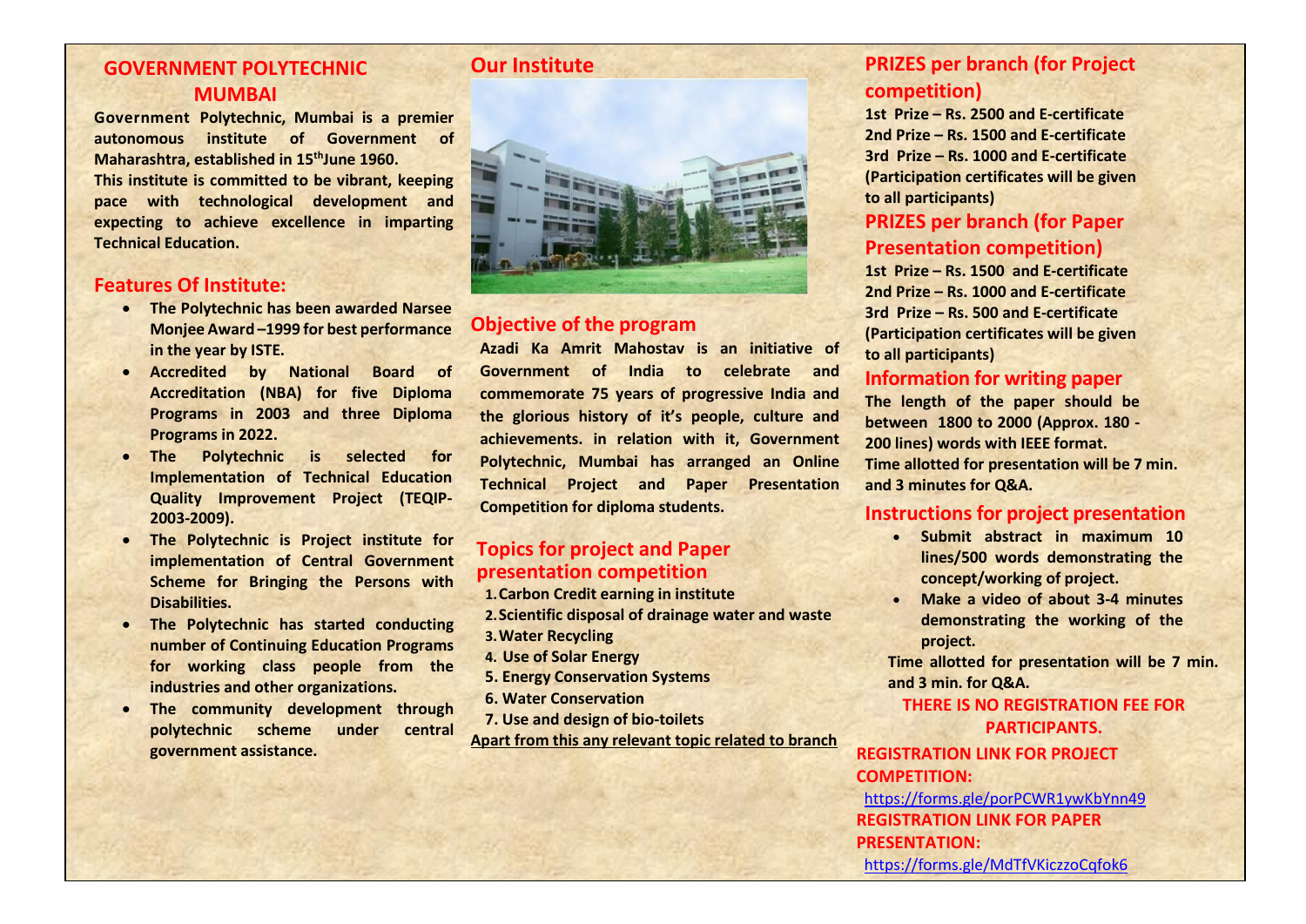## GOVERNMENT POLYTECHNIC MUMBAI

**Government Polytechnic, Mumbai is a premier autonomous institute of Government of Maharashtra, established in 15th June 1960.**
**This institute is committed to be vibrant, keeping pace with technological development and expecting to achieve excellence in imparting Technical Education.**

## Features Of Institute:

- **The Polytechnic has been awarded Narsee Monjee Award –1999 for best performance in the year by ISTE.**
- **Accredited by National Board of Accreditation (NBA) for five Diploma Programs in 2003 and three Diploma Programs in 2022.**
- **The Polytechnic is selected for Implementation of Technical Education Quality Improvement Project (TEQIP-2003-2009).**
- **The Polytechnic is Project institute for implementation of Central Government Scheme for Bringing the Persons with Disabilities.**
- **The Polytechnic has started conducting number of Continuing Education Programs for working class people from the industries and other organizations.**
- **The community development through polytechnic scheme under central government assistance.**

## Our Institute

## Objective of the program

**Azadi Ka Amrit Mahostav is an initiative of Government of India to celebrate and commemorate 75 years of progressive India and the glorious history of it's people, culture and achievements. in relation with it, Government Polytechnic, Mumbai has arranged an Online Technical Project and Paper Presentation Competition for diploma students.**

## Topics for project and Paper presentation competition

1. **Carbon Credit earning in institute**
2. **Scientific disposal of drainage water and waste**
3. **Water Recycling**
4. **Use of Solar Energy**
5. **Energy Conservation Systems**
6. **Water Conservation**
7. **Use and design of bio-toilets**

**Apart from this any relevant topic related to branch**

## PRIZES per branch (for Project competition)

**1st Prize – Rs. 2500 and E-certificate**
**2nd Prize – Rs. 1500 and E-certificate**
**3rd Prize – Rs. 1000 and E-certificate**
**(Participation certificates will be given to all participants)**

## PRIZES per branch (for Paper Presentation competition)

**1st Prize – Rs. 1500 and E-certificate**
**2nd Prize – Rs. 1000 and E-certificate**
**3rd Prize – Rs. 500 and E-certificate**
**(Participation certificates will be given to all participants)**

## Information for writing paper

**The length of the paper should be between 1800 to 2000 (Approx. 180 - 200 lines) words with IEEE format.**
**Time allotted for presentation will be 7 min. and 3 minutes for Q&A.**

## Instructions for project presentation

- **Submit abstract in maximum 10 lines/500 words demonstrating the concept/working of project.**
- **Make a video of about 3-4 minutes demonstrating the working of the project.**

**Time allotted for presentation will be 7 min. and 3 min. for Q&A.**

**THERE IS NO REGISTRATION FEE FOR PARTICIPANTS.**

**REGISTRATION LINK FOR PROJECT COMPETITION:**

https://forms.gle/porPCWR1ywKbYnn49

**REGISTRATION LINK FOR PAPER PRESENTATION:**

https://forms.gle/MdTfVKiczzoCqfok6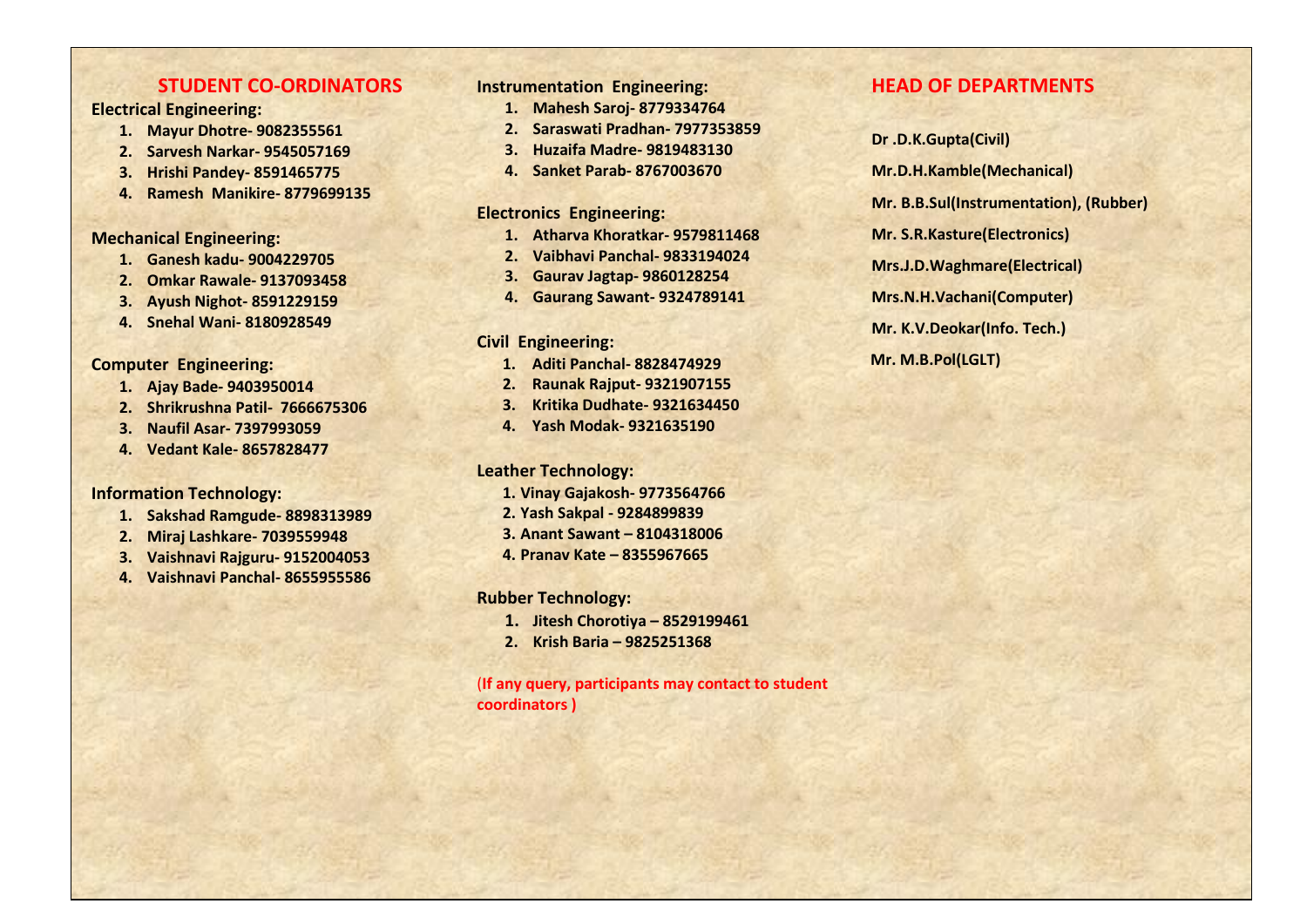## STUDENT CO-ORDINATORS

**Electrical Engineering:**

1. **Mayur Dhotre- 9082355561**
2. **Sarvesh Narkar- 9545057169**
3. **Hrishi Pandey- 8591465775**
4. **Ramesh Manikire- 8779699135**

**Mechanical Engineering:**

1. **Ganesh kadu- 9004229705**
2. **Omkar Rawale- 9137093458**
3. **Ayush Nighot- 8591229159**
4. **Snehal Wani- 8180928549**

**Computer Engineering:**

1. **Ajay Bade- 9403950014**
2. **Shrikrushna Patil- 7666675306**
3. **Naufil Asar- 7397993059**
4. **Vedant Kale- 8657828477**

**Information Technology:**

1. **Sakshad Ramgude- 8898313989**
2. **Miraj Lashkare- 7039559948**
3. **Vaishnavi Rajguru- 9152004053**
4. **Vaishnavi Panchal- 8655955586**

**Instrumentation Engineering:**

1. **Mahesh Saroj- 8779334764**
2. **Saraswati Pradhan- 7977353859**
3. **Huzaifa Madre- 9819483130**
4. **Sanket Parab- 8767003670**

**Electronics Engineering:**

1. **Atharva Khoratkar- 9579811468**
2. **Vaibhavi Panchal- 9833194024**
3. **Gaurav Jagtap- 9860128254**
4. **Gaurang Sawant- 9324789141**

**Civil Engineering:**

1. **Aditi Panchal- 8828474929**
2. **Raunak Rajput- 9321907155**
3. **Kritika Dudhate- 9321634450**
4. **Yash Modak- 9321635190**

**Leather Technology:**

1. **Vinay Gajakosh- 9773564766**
2. **Yash Sakpal - 9284899839**
3. **Anant Sawant – 8104318006**
4. **Pranav Kate – 8355967665**

**Rubber Technology:**

1. **Jitesh Chorotiya – 8529199461**
2. **Krish Baria – 9825251368**

**(If any query, participants may contact to student coordinators )**

## HEAD OF DEPARTMENTS

**Dr .D.K.Gupta(Civil)**

**Mr.D.H.Kamble(Mechanical)**

**Mr. B.B.Sul(Instrumentation), (Rubber)**

**Mr. S.R.Kasture(Electronics)**

**Mrs.J.D.Waghmare(Electrical)**

**Mrs.N.H.Vachani(Computer)**

**Mr. K.V.Deokar(Info. Tech.)**

**Mr. M.B.Pol(LGLT)**